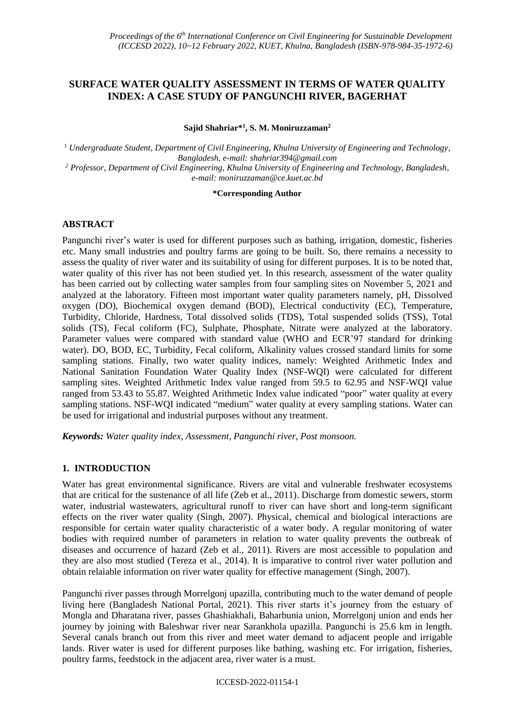# SURFACE WATER QUALITY ASSESSMENT IN TERMS OF WATER QUALITY INDEX: A CASE STUDY OF PANGUNCHI RIVER, BAGERHAT

**Sajid Shahriar*[1], S. M. Moniruzzaman[2]**

[1] *Undergraduate Student, Department of Civil Engineering, Khulna University of Engineering and Technology, Bangladesh, e-mail: shahriar394@gmail.com*

[2] *Professor, Department of Civil Engineering, Khulna University of Engineering and Technology, Bangladesh, e-mail: moniruzzaman@ce.kuet.ac.bd*

**\*Corresponding Author**

## ABSTRACT

Pangunchi river's water is used for different purposes such as bathing, irrigation, domestic, fisheries etc. Many small industries and poultry farms are going to be built. So, there remains a necessity to assess the quality of river water and its suitability of using for different purposes. It is to be noted that, water quality of this river has not been studied yet. In this research, assessment of the water quality has been carried out by collecting water samples from four sampling sites on November 5, 2021 and analyzed at the laboratory. Fifteen most important water quality parameters namely, pH, Dissolved oxygen (DO), Biochemical oxygen demand (BOD), Electrical conductivity (EC), Temperature, Turbidity, Chloride, Hardness, Total dissolved solids (TDS), Total suspended solids (TSS), Total solids (TS), Fecal coliform (FC), Sulphate, Phosphate, Nitrate were analyzed at the laboratory. Parameter values were compared with standard value (WHO and ECR'97 standard for drinking water). DO, BOD, EC, Turbidity, Fecal coliform, Alkalinity values crossed standard limits for some sampling stations. Finally, two water quality indices, namely: Weighted Arithmetic Index and National Sanitation Foundation Water Quality Index (NSF-WQI) were calculated for different sampling sites. Weighted Arithmetic Index value ranged from 59.5 to 62.95 and NSF-WQI value ranged from 53.43 to 55.87. Weighted Arithmetic Index value indicated "poor" water quality at every sampling stations. NSF-WQI indicated "medium" water quality at every sampling stations. Water can be used for irrigational and industrial purposes without any treatment.

***Keywords:*** *Water quality index, Assessment, Pangunchi river, Post monsoon.*

## 1. INTRODUCTION

Water has great environmental significance. Rivers are vital and vulnerable freshwater ecosystems that are critical for the sustenance of all life (Zeb et al., 2011). Discharge from domestic sewers, storm water, industrial wastewaters, agricultural runoff to river can have short and long-term significant effects on the river water quality (Singh, 2007). Physical, chemical and biological interactions are responsible for certain water quality characteristic of a water body. A regular monitoring of water bodies with required number of parameters in relation to water quality prevents the outbreak of diseases and occurrence of hazard (Zeb et al., 2011). Rivers are most accessible to population and they are also most studied (Tereza et al., 2014). It is imparative to control river water pollution and obtain relaiable information on river water quality for effective management (Singh, 2007).

Pangunchi river passes through Morrelgonj upazilla, contributing much to the water demand of people living here (Bangladesh National Portal, 2021). This river starts it's journey from the estuary of Mongla and Dharatana river, passes Ghashiakhali, Baharbunia union, Morrelgonj union and ends her journey by joining with Baleshwar river near Sarankhola upazilla. Pangunchi is 25.6 km in length. Several canals branch out from this river and meet water demand to adjacent people and irrigable lands. River water is used for different purposes like bathing, washing etc. For irrigation, fisheries, poultry farms, feedstock in the adjacent area, river water is a must.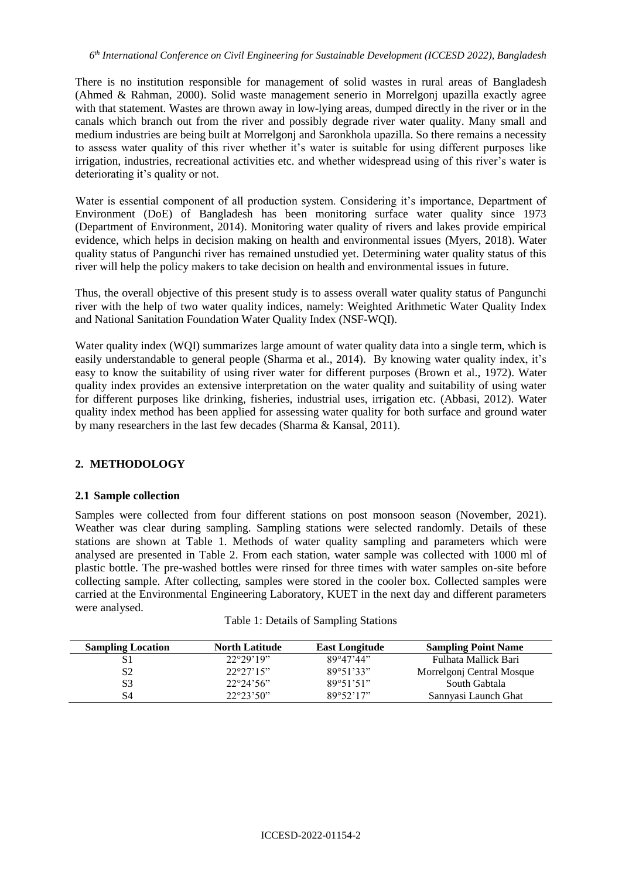There is no institution responsible for management of solid wastes in rural areas of Bangladesh (Ahmed & Rahman, 2000). Solid waste management senerio in Morrelgonj upazilla exactly agree with that statement. Wastes are thrown away in low-lying areas, dumped directly in the river or in the canals which branch out from the river and possibly degrade river water quality. Many small and medium industries are being built at Morrelgonj and Saronkhola upazilla. So there remains a necessity to assess water quality of this river whether it's water is suitable for using different purposes like irrigation, industries, recreational activities etc. and whether widespread using of this river's water is deteriorating it's quality or not.

Water is essential component of all production system. Considering it's importance, Department of Environment (DoE) of Bangladesh has been monitoring surface water quality since 1973 (Department of Environment, 2014). Monitoring water quality of rivers and lakes provide empirical evidence, which helps in decision making on health and environmental issues (Myers, 2018). Water quality status of Pangunchi river has remained unstudied yet. Determining water quality status of this river will help the policy makers to take decision on health and environmental issues in future.

Thus, the overall objective of this present study is to assess overall water quality status of Pangunchi river with the help of two water quality indices, namely: Weighted Arithmetic Water Quality Index and National Sanitation Foundation Water Quality Index (NSF-WQI).

Water quality index (WQI) summarizes large amount of water quality data into a single term, which is easily understandable to general people (Sharma et al., 2014). By knowing water quality index, it's easy to know the suitability of using river water for different purposes (Brown et al., 1972). Water quality index provides an extensive interpretation on the water quality and suitability of using water for different purposes like drinking, fisheries, industrial uses, irrigation etc. (Abbasi, 2012). Water quality index method has been applied for assessing water quality for both surface and ground water by many researchers in the last few decades (Sharma & Kansal, 2011).

## 2. METHODOLOGY

### 2.1 Sample collection

Samples were collected from four different stations on post monsoon season (November, 2021). Weather was clear during sampling. Sampling stations were selected randomly. Details of these stations are shown at Table 1. Methods of water quality sampling and parameters which were analysed are presented in Table 2. From each station, water sample was collected with 1000 ml of plastic bottle. The pre-washed bottles were rinsed for three times with water samples on-site before collecting sample. After collecting, samples were stored in the cooler box. Collected samples were carried at the Environmental Engineering Laboratory, KUET in the next day and different parameters were analysed.

Table 1: Details of Sampling Stations

| Sampling Location | North Latitude | East Longitude | Sampling Point Name |
|---|---|---|---|
| S1 | 22°29'19" | 89°47'44" | Fulhata Mallick Bari |
| S2 | 22°27'15" | 89°51'33" | Morrelgonj Central Mosque |
| S3 | 22°24'56" | 89°51'51" | South Gabtala |
| S4 | 22°23'50" | 89°52'17" | Sannyasi Launch Ghat |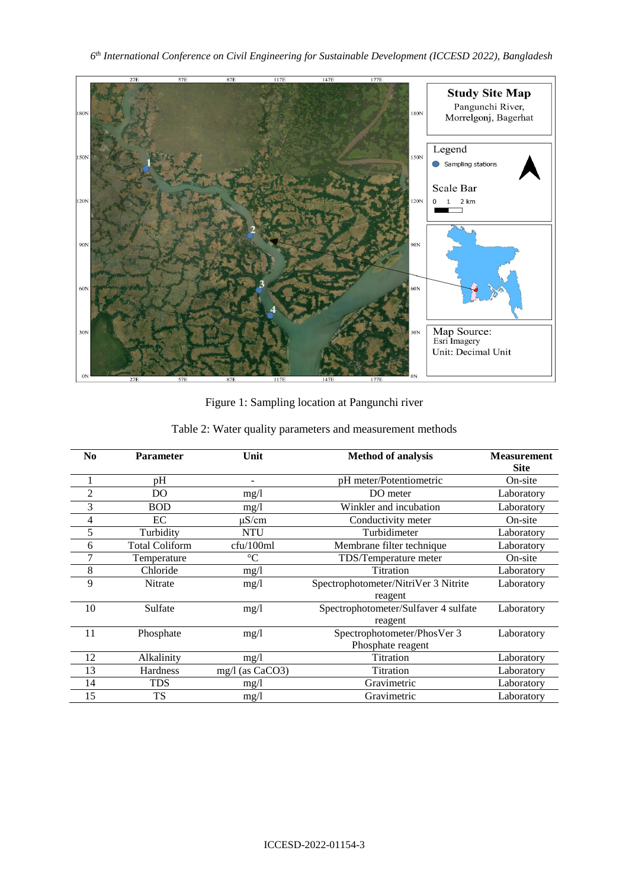Figure 1: Sampling location at Pangunchi river

Table 2: Water quality parameters and measurement methods

| No | Parameter | Unit | Method of analysis | Measurement Site |
|---|---|---|---|---|
| 1 | pH | - | pH meter/Potentiometric | On-site |
| 2 | DO | mg/l | DO meter | Laboratory |
| 3 | BOD | mg/l | Winkler and incubation | Laboratory |
| 4 | EC | μS/cm | Conductivity meter | On-site |
| 5 | Turbidity | NTU | Turbidimeter | Laboratory |
| 6 | Total Coliform | cfu/100ml | Membrane filter technique | Laboratory |
| 7 | Temperature | °C | TDS/Temperature meter | On-site |
| 8 | Chloride | mg/l | Titration | Laboratory |
| 9 | Nitrate | mg/l | Spectrophotometer/NitriVer 3 Nitrite reagent | Laboratory |
| 10 | Sulfate | mg/l | Spectrophotometer/Sulfaver 4 sulfate reagent | Laboratory |
| 11 | Phosphate | mg/l | Spectrophotometer/PhosVer 3 Phosphate reagent | Laboratory |
| 12 | Alkalinity | mg/l | Titration | Laboratory |
| 13 | Hardness | mg/l (as $CaCO_3$) | Titration | Laboratory |
| 14 | TDS | mg/l | Gravimetric | Laboratory |
| 15 | TS | mg/l | Gravimetric | Laboratory |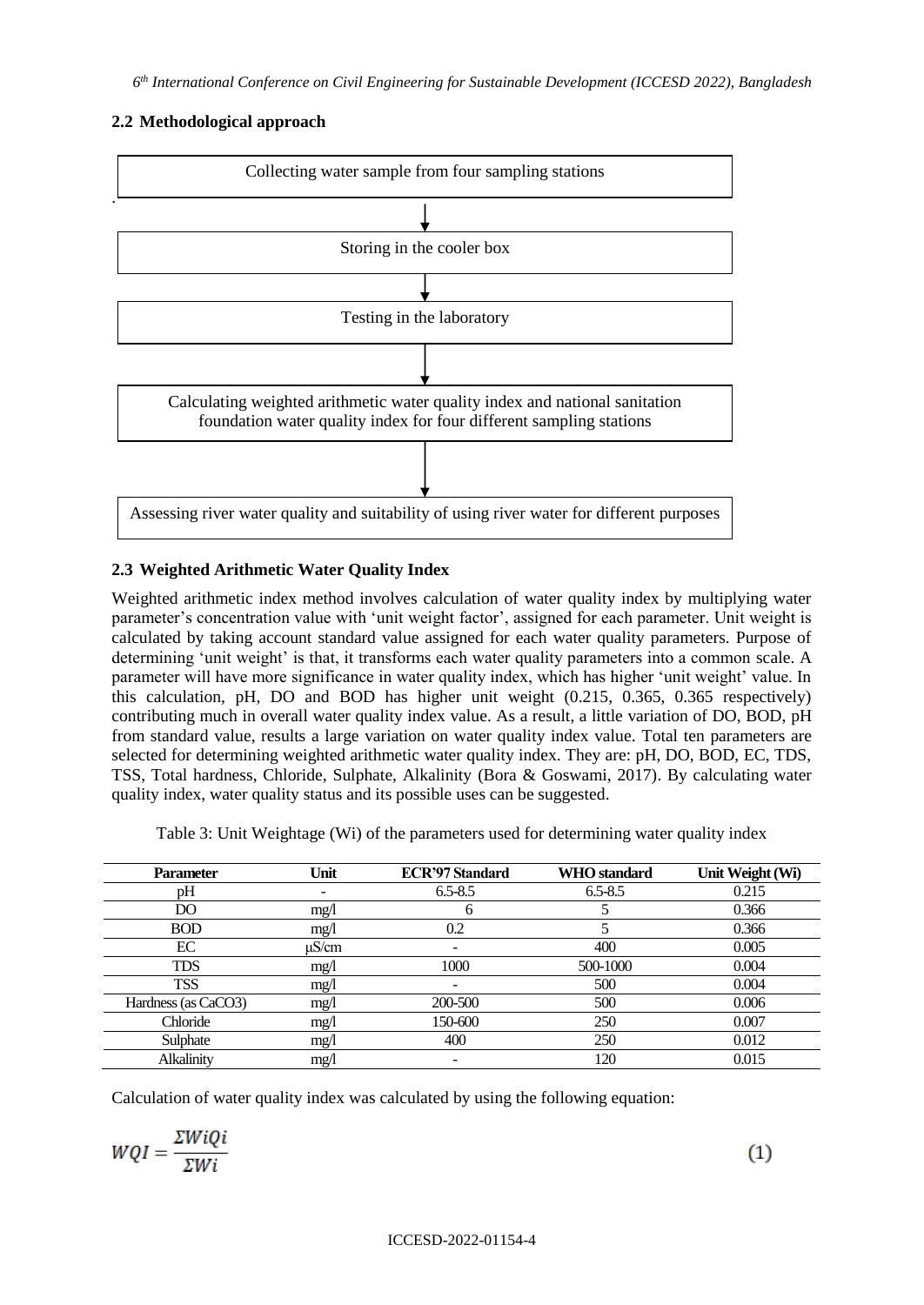## 2.2 Methodological approach

Collecting water sample from four sampling stations

↓

Storing in the cooler box

↓

Testing in the laboratory

↓

Calculating weighted arithmetic water quality index and national sanitation foundation water quality index for four different sampling stations

↓

Assessing river water quality and suitability of using river water for different purposes

## 2.3 Weighted Arithmetic Water Quality Index

Weighted arithmetic index method involves calculation of water quality index by multiplying water parameter's concentration value with 'unit weight factor', assigned for each parameter. Unit weight is calculated by taking account standard value assigned for each water quality parameters. Purpose of determining 'unit weight' is that, it transforms each water quality parameters into a common scale. A parameter will have more significance in water quality index, which has higher 'unit weight' value. In this calculation, pH, DO and BOD has higher unit weight (0.215, 0.365, 0.365 respectively) contributing much in overall water quality index value. As a result, a little variation of DO, BOD, pH from standard value, results a large variation on water quality index value. Total ten parameters are selected for determining weighted arithmetic water quality index. They are: pH, DO, BOD, EC, TDS, TSS, Total hardness, Chloride, Sulphate, Alkalinity (Bora & Goswami, 2017). By calculating water quality index, water quality status and its possible uses can be suggested.

Table 3: Unit Weightage (Wi) of the parameters used for determining water quality index

| Parameter | Unit | ECR'97 Standard | WHO standard | Unit Weight (Wi) |
|---|---|---|---|---|
| pH | - | 6.5-8.5 | 6.5-8.5 | 0.215 |
| DO | mg/l | 6 | 5 | 0.366 |
| BOD | mg/l | 0.2 | 5 | 0.366 |
| EC | μS/cm | - | 400 | 0.005 |
| TDS | mg/l | 1000 | 500-1000 | 0.004 |
| TSS | mg/l | - | 500 | 0.004 |
| Hardness (as $CaCO_3$) | mg/l | 200-500 | 500 | 0.006 |
| Chloride | mg/l | 150-600 | 250 | 0.007 |
| Sulphate | mg/l | 400 | 250 | 0.012 |
| Alkalinity | mg/l | - | 120 | 0.015 |

Calculation of water quality index was calculated by using the following equation:

$$WQI = \frac{\Sigma WiQi}{\Sigma Wi} \tag{1}$$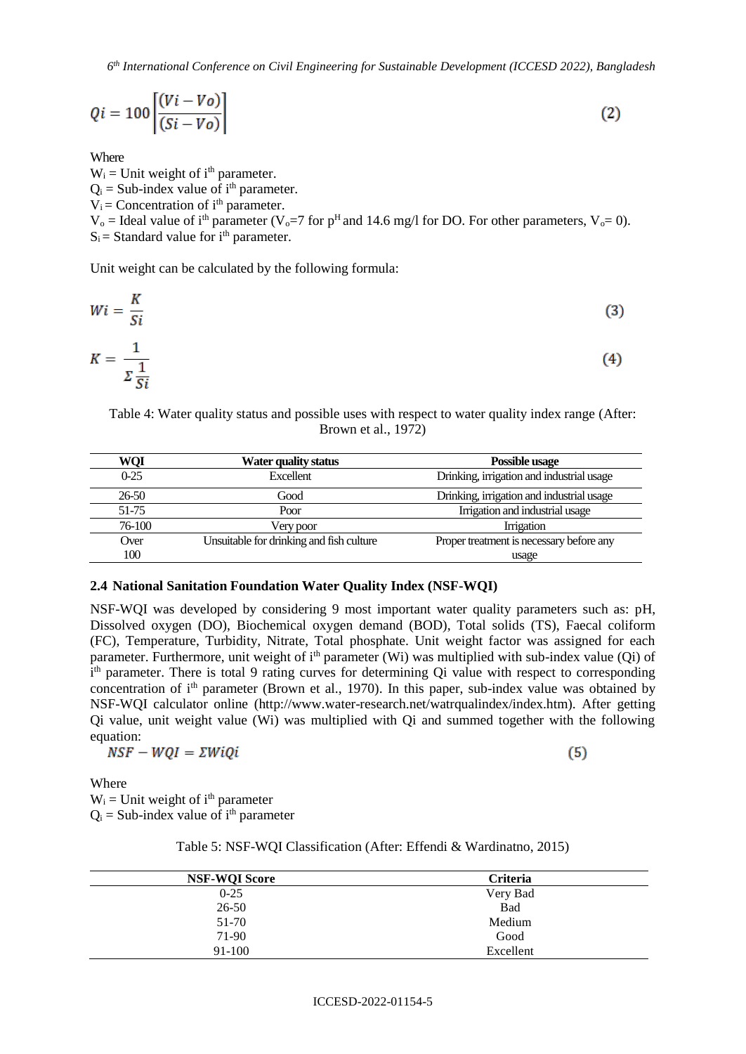$$Qi = 100\left[\frac{(Vi - Vo)}{(Si - Vo)}\right] \tag{2}$$

Where

$W_i$ = Unit weight of i[th] parameter.

$Q_i$ = Sub-index value of i[th] parameter.

$V_i$ = Concentration of i[th] parameter.

$V_o$ = Ideal value of i[th] parameter ($V_o$=7 for pH and 14.6 mg/l for DO. For other parameters, $V_o$= 0).

$S_i$ = Standard value for i[th] parameter.

Unit weight can be calculated by the following formula:

$$Wi = \frac{K}{Si} \tag{3}$$

$$K = \frac{1}{\Sigma \frac{1}{Si}} \tag{4}$$

Table 4: Water quality status and possible uses with respect to water quality index range (After: Brown et al., 1972)

| WQI | Water quality status | Possible usage |
|---|---|---|
| 0-25 | Excellent | Drinking, irrigation and industrial usage |
| 26-50 | Good | Drinking, irrigation and industrial usage |
| 51-75 | Poor | Irrigation and industrial usage |
| 76-100 | Very poor | Irrigation |
| Over 100 | Unsuitable for drinking and fish culture | Proper treatment is necessary before any usage |

### 2.4 National Sanitation Foundation Water Quality Index (NSF-WQI)

NSF-WQI was developed by considering 9 most important water quality parameters such as: pH, Dissolved oxygen (DO), Biochemical oxygen demand (BOD), Total solids (TS), Faecal coliform (FC), Temperature, Turbidity, Nitrate, Total phosphate. Unit weight factor was assigned for each parameter. Furthermore, unit weight of i[th] parameter (Wi) was multiplied with sub-index value (Qi) of i[th] parameter. There is total 9 rating curves for determining Qi value with respect to corresponding concentration of i[th] parameter (Brown et al., 1970). In this paper, sub-index value was obtained by NSF-WQI calculator online (http://www.water-research.net/watrqualindex/index.htm). After getting Qi value, unit weight value (Wi) was multiplied with Qi and summed together with the following equation:

$$NSF - WQI = \Sigma WiQi \tag{5}$$

Where

$W_i$ = Unit weight of i[th] parameter

$Q_i$ = Sub-index value of i[th] parameter

Table 5: NSF-WQI Classification (After: Effendi & Wardinatno, 2015)

| NSF-WQI Score | Criteria |
|---|---|
| 0-25 | Very Bad |
| 26-50 | Bad |
| 51-70 | Medium |
| 71-90 | Good |
| 91-100 | Excellent |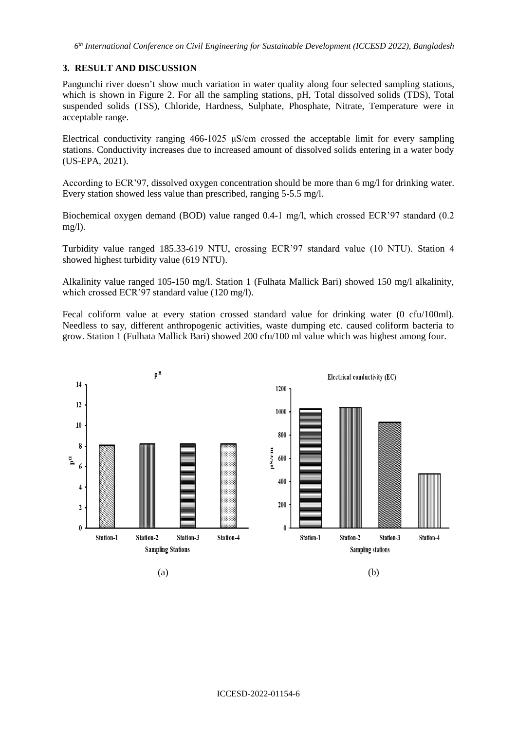## 3. RESULT AND DISCUSSION

Pangunchi river doesn't show much variation in water quality along four selected sampling stations, which is shown in Figure 2. For all the sampling stations, pH, Total dissolved solids (TDS), Total suspended solids (TSS), Chloride, Hardness, Sulphate, Phosphate, Nitrate, Temperature were in acceptable range.

Electrical conductivity ranging 466-1025 μS/cm crossed the acceptable limit for every sampling stations. Conductivity increases due to increased amount of dissolved solids entering in a water body (US-EPA, 2021).

According to ECR'97, dissolved oxygen concentration should be more than 6 mg/l for drinking water. Every station showed less value than prescribed, ranging 5-5.5 mg/l.

Biochemical oxygen demand (BOD) value ranged 0.4-1 mg/l, which crossed ECR'97 standard (0.2 mg/l).

Turbidity value ranged 185.33-619 NTU, crossing ECR'97 standard value (10 NTU). Station 4 showed highest turbidity value (619 NTU).

Alkalinity value ranged 105-150 mg/l. Station 1 (Fulhata Mallick Bari) showed 150 mg/l alkalinity, which crossed ECR'97 standard value (120 mg/l).

Fecal coliform value at every station crossed standard value for drinking water (0 cfu/100ml). Needless to say, different anthropogenic activities, waste dumping etc. caused coliform bacteria to grow. Station 1 (Fulhata Mallick Bari) showed 200 cfu/100 ml value which was highest among four.

(a)

(b)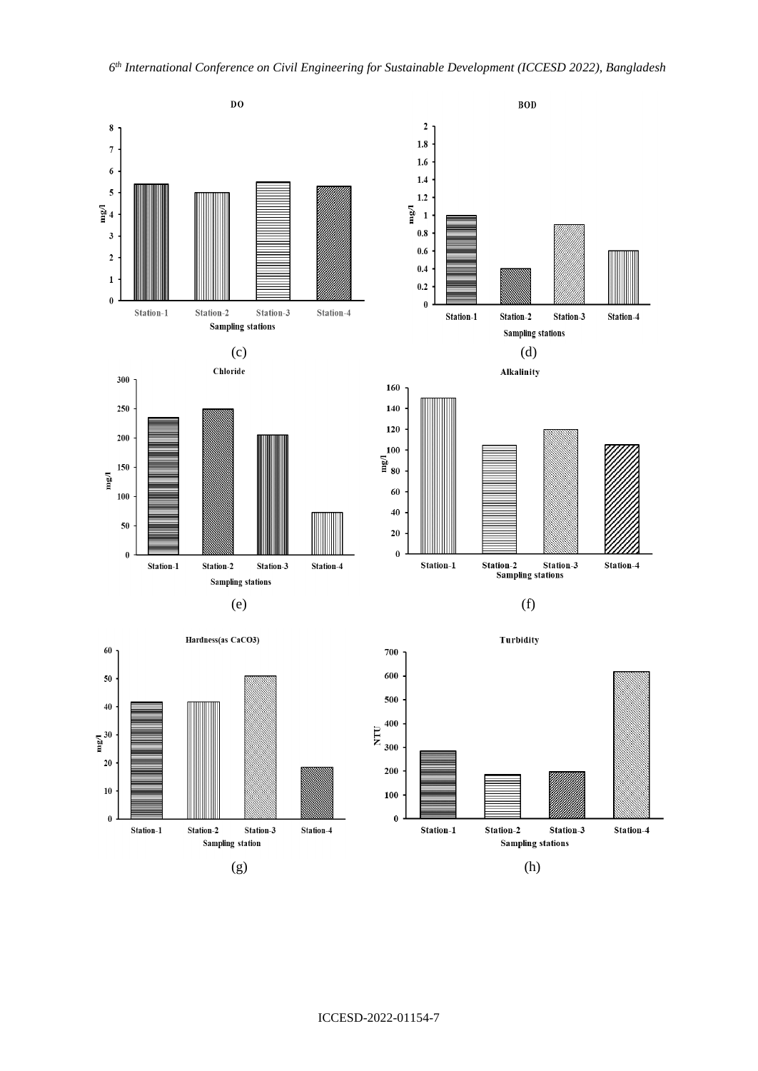DO

mg/l

Station-1 Station-2 Station-3 Station-4

Sampling stations

(c)

BOD

mg/l

Station-1 Station-2 Station-3 Station-4

Sampling stations

(d)

Chloride

mg/l

Station-1 Station-2 Station-3 Station-4

Sampling stations

(e)

Alkalinity

mg/l

Station-1 Station-2 Station-3 Station-4

Sampling stations

(f)

Hardness(as CaCO3)

mg/l

Station-1 Station-2 Station-3 Station-4

Sampling station

(g)

Turbidity

NTU

Station-1 Station-2 Station-3 Station-4

Sampling stations

(h)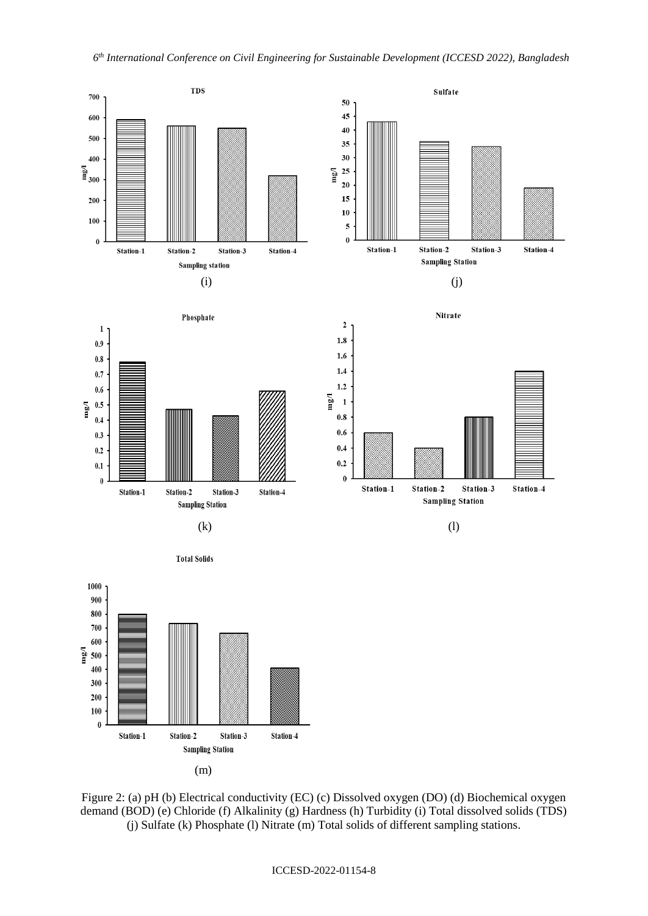(i)

(j)

(k)

(l)

(m)

Figure 2: (a) pH (b) Electrical conductivity (EC) (c) Dissolved oxygen (DO) (d) Biochemical oxygen demand (BOD) (e) Chloride (f) Alkalinity (g) Hardness (h) Turbidity (i) Total dissolved solids (TDS) (j) Sulfate (k) Phosphate (l) Nitrate (m) Total solids of different sampling stations.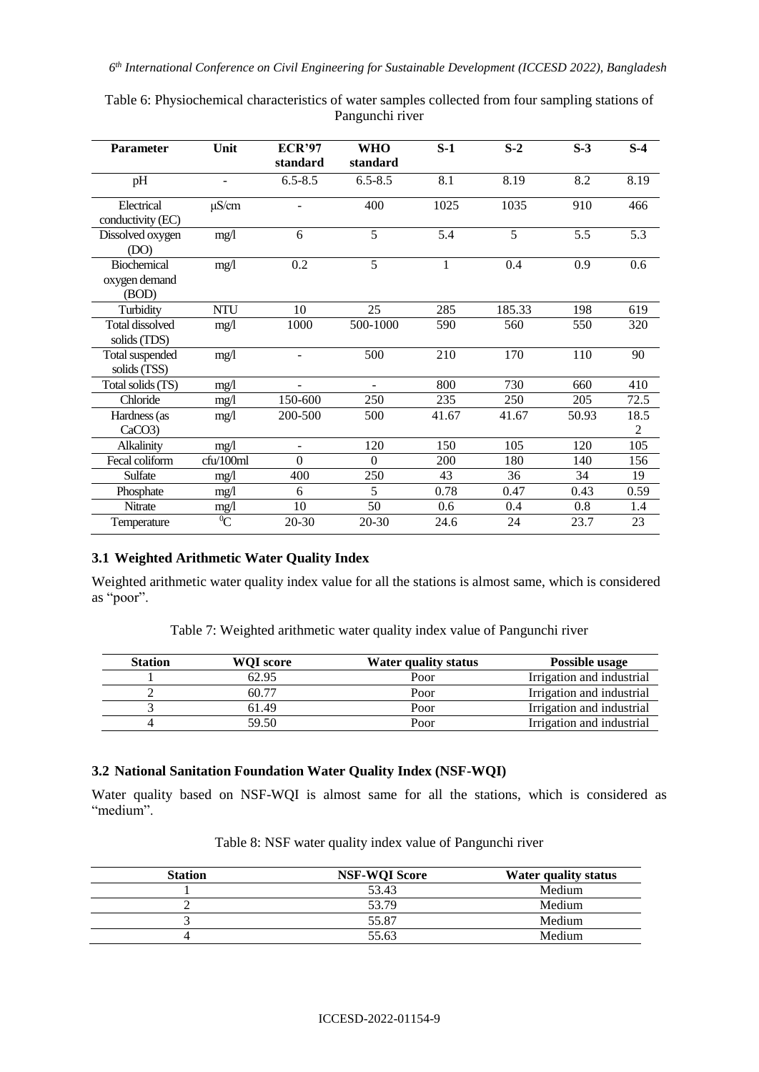Table 6: Physiochemical characteristics of water samples collected from four sampling stations of Pangunchi river

| Parameter | Unit | ECR'97 standard | WHO standard | S-1 | S-2 | S-3 | S-4 |
|---|---|---|---|---|---|---|---|
| pH | - | 6.5-8.5 | 6.5-8.5 | 8.1 | 8.19 | 8.2 | 8.19 |
| Electrical conductivity (EC) | μS/cm | - | 400 | 1025 | 1035 | 910 | 466 |
| Dissolved oxygen (DO) | mg/l | 6 | 5 | 5.4 | 5 | 5.5 | 5.3 |
| Biochemical oxygen demand (BOD) | mg/l | 0.2 | 5 | 1 | 0.4 | 0.9 | 0.6 |
| Turbidity | NTU | 10 | 25 | 285 | 185.33 | 198 | 619 |
| Total dissolved solids (TDS) | mg/l | 1000 | 500-1000 | 590 | 560 | 550 | 320 |
| Total suspended solids (TSS) | mg/l | - | 500 | 210 | 170 | 110 | 90 |
| Total solids (TS) | mg/l | - | - | 800 | 730 | 660 | 410 |
| Chloride | mg/l | 150-600 | 250 | 235 | 250 | 205 | 72.5 |
| Hardness (as $CaCO_3$) | mg/l | 200-500 | 500 | 41.67 | 41.67 | 50.93 | 18.52 |
| Alkalinity | mg/l | - | 120 | 150 | 105 | 120 | 105 |
| Fecal coliform | cfu/100ml | 0 | 0 | 200 | 180 | 140 | 156 |
| Sulfate | mg/l | 400 | 250 | 43 | 36 | 34 | 19 |
| Phosphate | mg/l | 6 | 5 | 0.78 | 0.47 | 0.43 | 0.59 |
| Nitrate | mg/l | 10 | 50 | 0.6 | 0.4 | 0.8 | 1.4 |
| Temperature | $^0C$ | 20-30 | 20-30 | 24.6 | 24 | 23.7 | 23 |

### 3.1 Weighted Arithmetic Water Quality Index

Weighted arithmetic water quality index value for all the stations is almost same, which is considered as "poor".

Table 7: Weighted arithmetic water quality index value of Pangunchi river

| Station | WQI score | Water quality status | Possible usage |
|---|---|---|---|
| 1 | 62.95 | Poor | Irrigation and industrial |
| 2 | 60.77 | Poor | Irrigation and industrial |
| 3 | 61.49 | Poor | Irrigation and industrial |
| 4 | 59.50 | Poor | Irrigation and industrial |

### 3.2 National Sanitation Foundation Water Quality Index (NSF-WQI)

Water quality based on NSF-WQI is almost same for all the stations, which is considered as "medium".

Table 8: NSF water quality index value of Pangunchi river

| Station | NSF-WQI Score | Water quality status |
|---|---|---|
| 1 | 53.43 | Medium |
| 2 | 53.79 | Medium |
| 3 | 55.87 | Medium |
| 4 | 55.63 | Medium |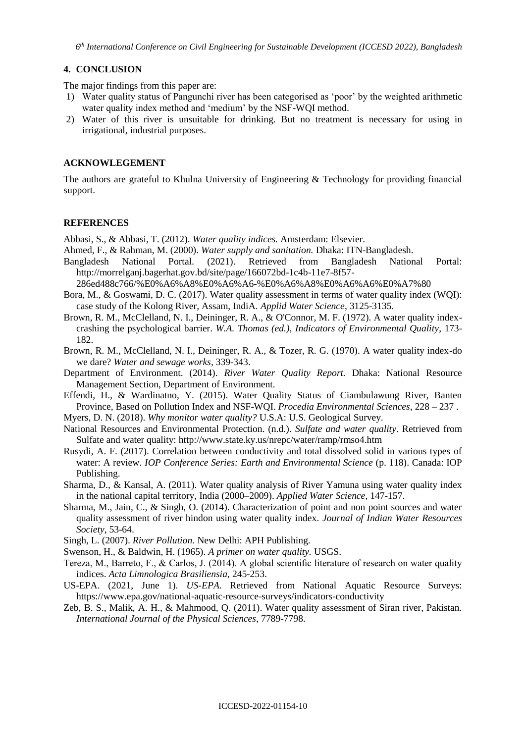## 4. CONCLUSION

The major findings from this paper are:

1) Water quality status of Pangunchi river has been categorised as 'poor' by the weighted arithmetic water quality index method and 'medium' by the NSF-WQI method.
2) Water of this river is unsuitable for drinking. But no treatment is necessary for using in irrigational, industrial purposes.

## ACKNOWLEGEMENT

The authors are grateful to Khulna University of Engineering & Technology for providing financial support.

## REFERENCES

Abbasi, S., & Abbasi, T. (2012). *Water quality indices.* Amsterdam: Elsevier.

Ahmed, F., & Rahman, M. (2000). *Water supply and sanitation.* Dhaka: ITN-Bangladesh.

Bangladesh National Portal. (2021). Retrieved from Bangladesh National Portal: http://morrelganj.bagerhat.gov.bd/site/page/166072bd-1c4b-11e7-8f57-286ed488c766/%E0%A6%A8%E0%A6%A6-%E0%A6%A8%E0%A6%A6%E0%A7%80

Bora, M., & Goswami, D. C. (2017). Water quality assessment in terms of water quality index (WQI): case study of the Kolong River, Assam, IndiA. *Applid Water Science*, 3125-3135.

Brown, R. M., McClelland, N. I., Deininger, R. A., & O'Connor, M. F. (1972). A water quality index-crashing the psychological barrier. *W.A. Thomas (ed.), Indicators of Environmental Quality*, 173-182.

Brown, R. M., McClelland, N. I., Deininger, R. A., & Tozer, R. G. (1970). A water quality index-do we dare? *Water and sewage works*, 339-343.

Department of Environment. (2014). *River Water Quality Report.* Dhaka: National Resource Management Section, Department of Environment.

Effendi, H., & Wardinatno, Y. (2015). Water Quality Status of Ciambulawung River, Banten Province, Based on Pollution Index and NSF-WQI. *Procedia Environmental Sciences*, 228 – 237 .

Myers, D. N. (2018). *Why monitor water quality?* U.S.A: U.S. Geological Survey.

National Resources and Environmental Protection. (n.d.). *Sulfate and water quality*. Retrieved from Sulfate and water quality: http://www.state.ky.us/nrepc/water/ramp/rmso4.htm

Rusydi, A. F. (2017). Correlation between conductivity and total dissolved solid in various types of water: A review. *IOP Conference Series: Earth and Environmental Science* (p. 118). Canada: IOP Publishing.

Sharma, D., & Kansal, A. (2011). Water quality analysis of River Yamuna using water quality index in the national capital territory, India (2000–2009). *Applied Water Science*, 147-157.

Sharma, M., Jain, C., & Singh, O. (2014). Characterization of point and non point sources and water quality assessment of river hindon using water quality index. *Journal of Indian Water Resources Society*, 53-64.

Singh, L. (2007). *River Pollution.* New Delhi: APH Publishing.

Swenson, H., & Baldwin, H. (1965). *A primer on water quality.* USGS.

Tereza, M., Barreto, F., & Carlos, J. (2014). A global scientific literature of research on water quality indices. *Acta Limnologica Brasiliensia*, 245-253.

US-EPA. (2021, June 1). *US-EPA.* Retrieved from National Aquatic Resource Surveys: https://www.epa.gov/national-aquatic-resource-surveys/indicators-conductivity

Zeb, B. S., Malik, A. H., & Mahmood, Q. (2011). Water quality assessment of Siran river, Pakistan. *International Journal of the Physical Sciences*, 7789-7798.